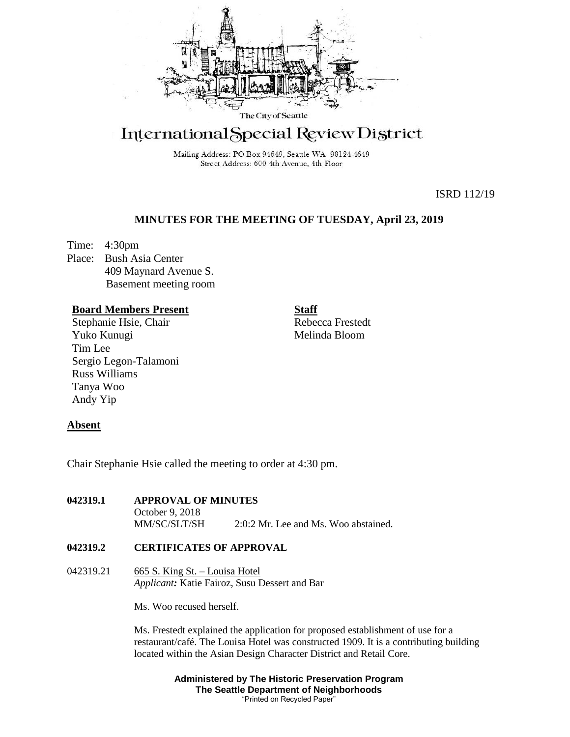The City of Seattle

# International Special Review District

Mailing Address: PO Box 94649, Seattle WA 98124-4649
Street Address: 600 4th Avenue, 4th Floor

ISRD 112/19

## MINUTES FOR THE MEETING OF TUESDAY, April 23, 2019

Time: 4:30pm
Place: Bush Asia Center
409 Maynard Avenue S.
Basement meeting room

**Board Members Present**
Stephanie Hsie, Chair
Yuko Kunugi
Tim Lee
Sergio Legon-Talamoni
Russ Williams
Tanya Woo
Andy Yip

**Staff**
Rebecca Frestedt
Melinda Bloom

**Absent**

Chair Stephanie Hsie called the meeting to order at 4:30 pm.

**042319.1 APPROVAL OF MINUTES**
October 9, 2018
MM/SC/SLT/SH 2:0:2 Mr. Lee and Ms. Woo abstained.

**042319.2 CERTIFICATES OF APPROVAL**

042319.21 665 S. King St. – Louisa Hotel
*Applicant:* Katie Fairoz, Susu Dessert and Bar

Ms. Woo recused herself.

Ms. Frestedt explained the application for proposed establishment of use for a restaurant/café. The Louisa Hotel was constructed 1909. It is a contributing building located within the Asian Design Character District and Retail Core.

**Administered by The Historic Preservation Program**
**The Seattle Department of Neighborhoods**
"Printed on Recycled Paper"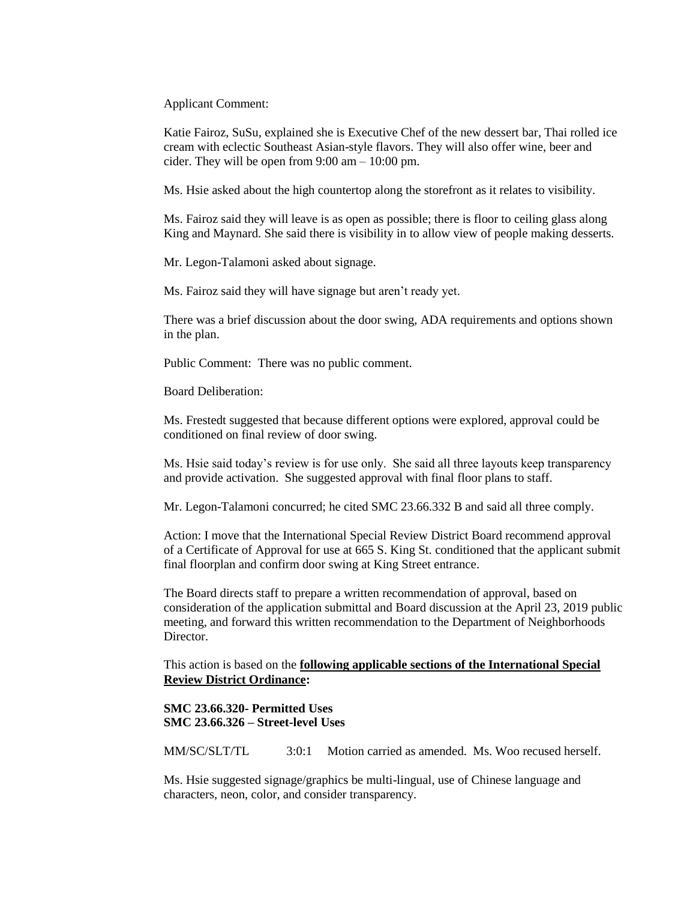Applicant Comment:

Katie Fairoz, SuSu, explained she is Executive Chef of the new dessert bar, Thai rolled ice cream with eclectic Southeast Asian-style flavors. They will also offer wine, beer and cider. They will be open from 9:00 am – 10:00 pm.

Ms. Hsie asked about the high countertop along the storefront as it relates to visibility.

Ms. Fairoz said they will leave is as open as possible; there is floor to ceiling glass along King and Maynard. She said there is visibility in to allow view of people making desserts.

Mr. Legon-Talamoni asked about signage.

Ms. Fairoz said they will have signage but aren't ready yet.

There was a brief discussion about the door swing, ADA requirements and options shown in the plan.

Public Comment: There was no public comment.

Board Deliberation:

Ms. Frestedt suggested that because different options were explored, approval could be conditioned on final review of door swing.

Ms. Hsie said today's review is for use only. She said all three layouts keep transparency and provide activation. She suggested approval with final floor plans to staff.

Mr. Legon-Talamoni concurred; he cited SMC 23.66.332 B and said all three comply.

Action: I move that the International Special Review District Board recommend approval of a Certificate of Approval for use at 665 S. King St. conditioned that the applicant submit final floorplan and confirm door swing at King Street entrance.

The Board directs staff to prepare a written recommendation of approval, based on consideration of the application submittal and Board discussion at the April 23, 2019 public meeting, and forward this written recommendation to the Department of Neighborhoods Director.

This action is based on the **following applicable sections of the International Special Review District Ordinance:**

**SMC 23.66.320- Permitted Uses**
**SMC 23.66.326 – Street-level Uses**

MM/SC/SLT/TL 3:0:1 Motion carried as amended. Ms. Woo recused herself.

Ms. Hsie suggested signage/graphics be multi-lingual, use of Chinese language and characters, neon, color, and consider transparency.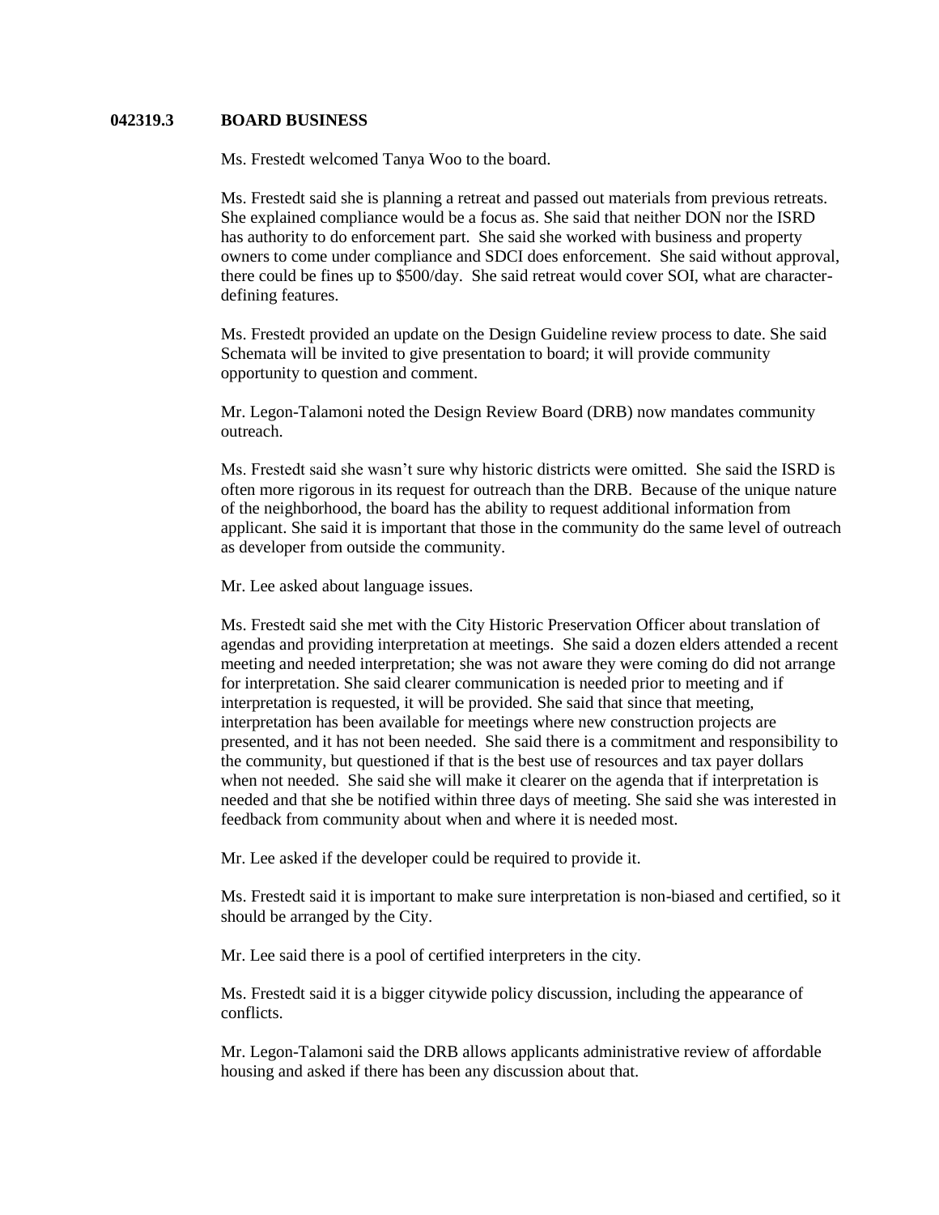**042319.3 BOARD BUSINESS**

Ms. Frestedt welcomed Tanya Woo to the board.

Ms. Frestedt said she is planning a retreat and passed out materials from previous retreats. She explained compliance would be a focus as. She said that neither DON nor the ISRD has authority to do enforcement part. She said she worked with business and property owners to come under compliance and SDCI does enforcement. She said without approval, there could be fines up to \$500/day. She said retreat would cover SOI, what are character-defining features.

Ms. Frestedt provided an update on the Design Guideline review process to date. She said Schemata will be invited to give presentation to board; it will provide community opportunity to question and comment.

Mr. Legon-Talamoni noted the Design Review Board (DRB) now mandates community outreach.

Ms. Frestedt said she wasn't sure why historic districts were omitted. She said the ISRD is often more rigorous in its request for outreach than the DRB. Because of the unique nature of the neighborhood, the board has the ability to request additional information from applicant. She said it is important that those in the community do the same level of outreach as developer from outside the community.

Mr. Lee asked about language issues.

Ms. Frestedt said she met with the City Historic Preservation Officer about translation of agendas and providing interpretation at meetings. She said a dozen elders attended a recent meeting and needed interpretation; she was not aware they were coming do did not arrange for interpretation. She said clearer communication is needed prior to meeting and if interpretation is requested, it will be provided. She said that since that meeting, interpretation has been available for meetings where new construction projects are presented, and it has not been needed. She said there is a commitment and responsibility to the community, but questioned if that is the best use of resources and tax payer dollars when not needed. She said she will make it clearer on the agenda that if interpretation is needed and that she be notified within three days of meeting. She said she was interested in feedback from community about when and where it is needed most.

Mr. Lee asked if the developer could be required to provide it.

Ms. Frestedt said it is important to make sure interpretation is non-biased and certified, so it should be arranged by the City.

Mr. Lee said there is a pool of certified interpreters in the city.

Ms. Frestedt said it is a bigger citywide policy discussion, including the appearance of conflicts.

Mr. Legon-Talamoni said the DRB allows applicants administrative review of affordable housing and asked if there has been any discussion about that.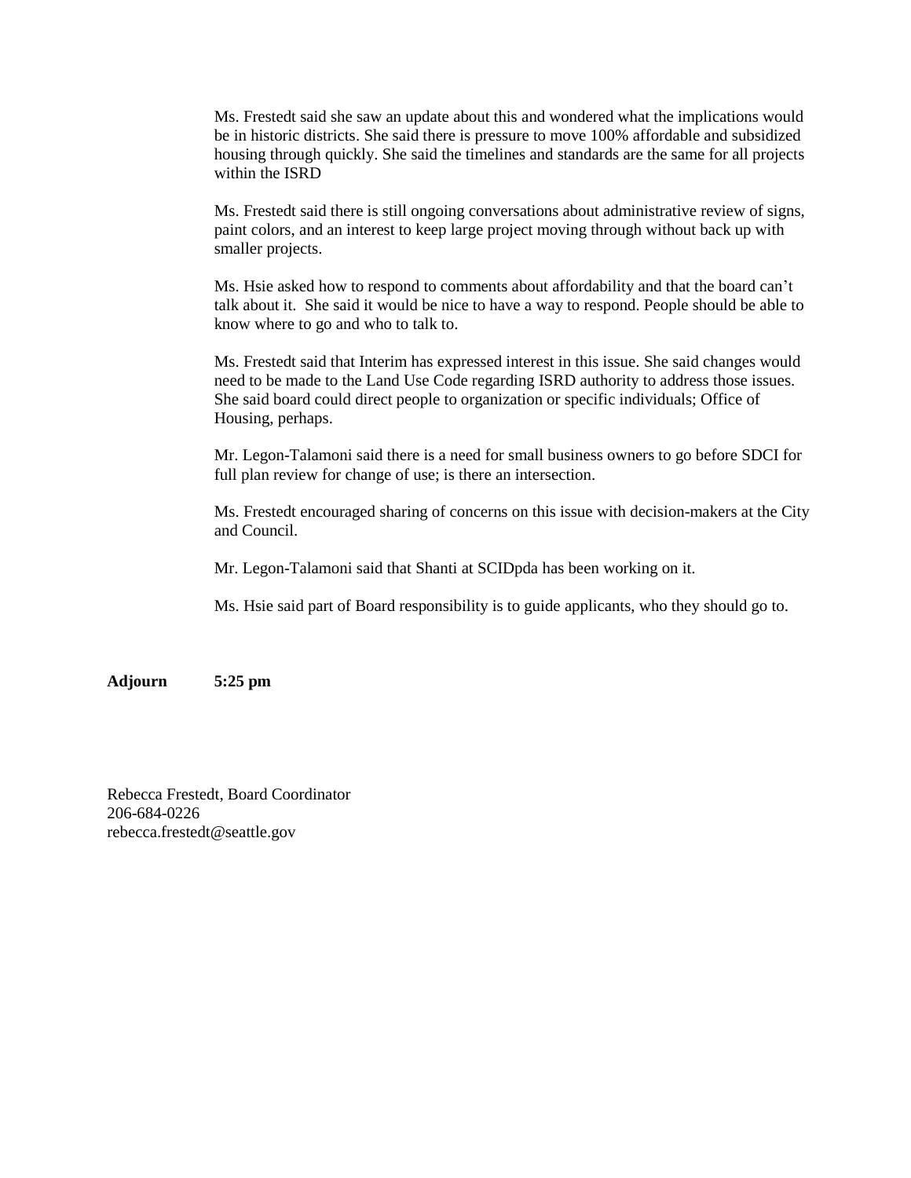Ms. Frestedt said she saw an update about this and wondered what the implications would be in historic districts. She said there is pressure to move 100% affordable and subsidized housing through quickly. She said the timelines and standards are the same for all projects within the ISRD

Ms. Frestedt said there is still ongoing conversations about administrative review of signs, paint colors, and an interest to keep large project moving through without back up with smaller projects.

Ms. Hsie asked how to respond to comments about affordability and that the board can't talk about it. She said it would be nice to have a way to respond. People should be able to know where to go and who to talk to.

Ms. Frestedt said that Interim has expressed interest in this issue. She said changes would need to be made to the Land Use Code regarding ISRD authority to address those issues. She said board could direct people to organization or specific individuals; Office of Housing, perhaps.

Mr. Legon-Talamoni said there is a need for small business owners to go before SDCI for full plan review for change of use; is there an intersection.

Ms. Frestedt encouraged sharing of concerns on this issue with decision-makers at the City and Council.

Mr. Legon-Talamoni said that Shanti at SCIDpda has been working on it.

Ms. Hsie said part of Board responsibility is to guide applicants, who they should go to.

**Adjourn 5:25 pm**

Rebecca Frestedt, Board Coordinator
206-684-0226
rebecca.frestedt@seattle.gov